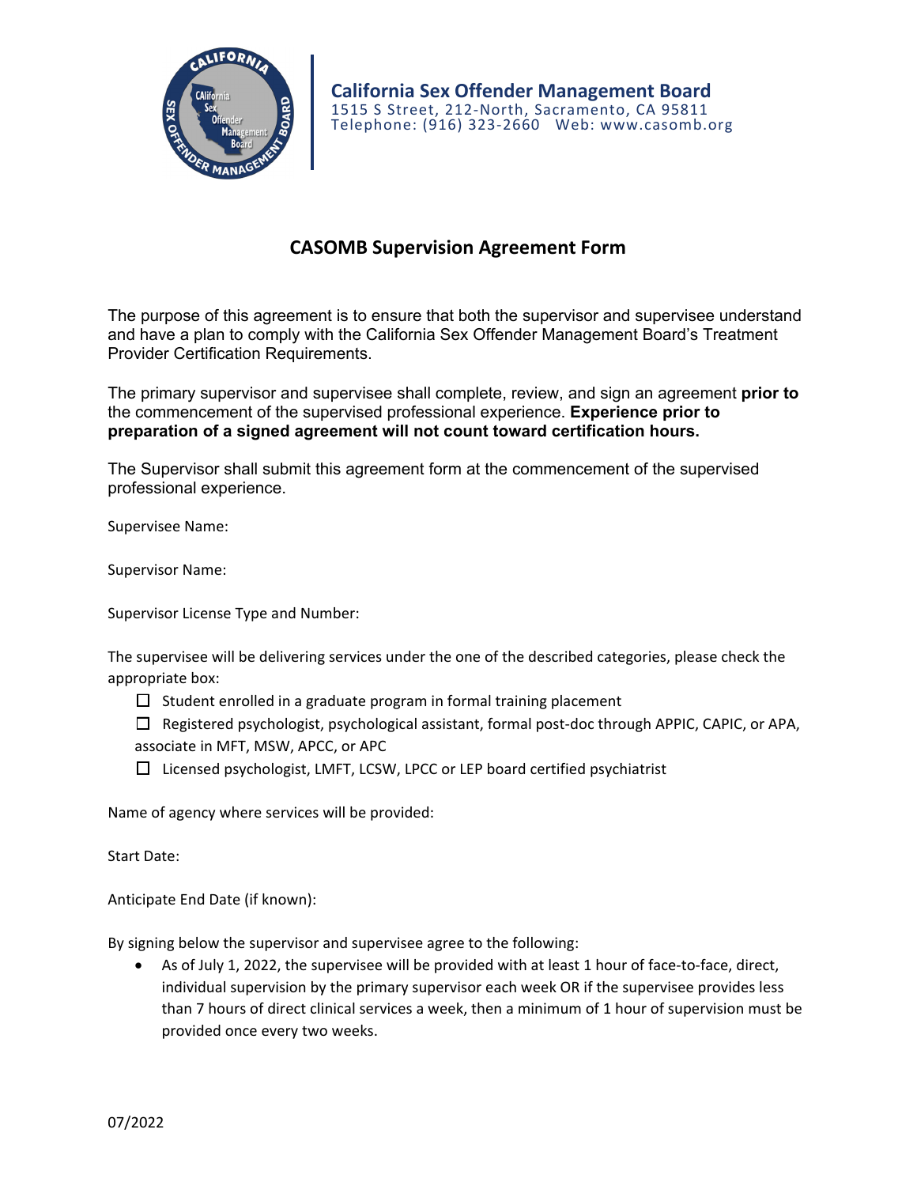**California Sex Offender Management Board**
1515 S Street, 212-North, Sacramento, CA 95811
Telephone: (916) 323-2660 Web: www.casomb.org

# CASOMB Supervision Agreement Form

The purpose of this agreement is to ensure that both the supervisor and supervisee understand and have a plan to comply with the California Sex Offender Management Board's Treatment Provider Certification Requirements.

The primary supervisor and supervisee shall complete, review, and sign an agreement **prior to** the commencement of the supervised professional experience. **Experience prior to preparation of a signed agreement will not count toward certification hours.**

The Supervisor shall submit this agreement form at the commencement of the supervised professional experience.

Supervisee Name:

Supervisor Name:

Supervisor License Type and Number:

The supervisee will be delivering services under the one of the described categories, please check the appropriate box:

- ☐ Student enrolled in a graduate program in formal training placement
- ☐ Registered psychologist, psychological assistant, formal post-doc through APPIC, CAPIC, or APA, associate in MFT, MSW, APCC, or APC
- ☐ Licensed psychologist, LMFT, LCSW, LPCC or LEP board certified psychiatrist

Name of agency where services will be provided:

Start Date:

Anticipate End Date (if known):

By signing below the supervisor and supervisee agree to the following:

- As of July 1, 2022, the supervisee will be provided with at least 1 hour of face-to-face, direct, individual supervision by the primary supervisor each week OR if the supervisee provides less than 7 hours of direct clinical services a week, then a minimum of 1 hour of supervision must be provided once every two weeks.

07/2022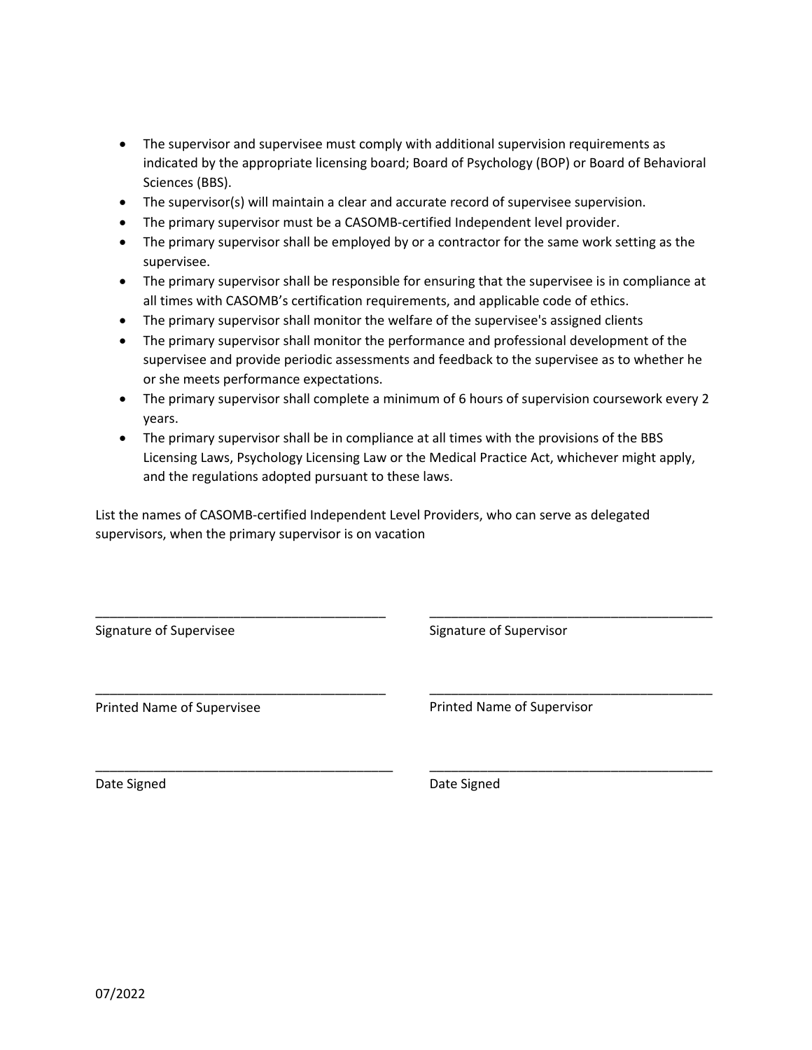- The supervisor and supervisee must comply with additional supervision requirements as indicated by the appropriate licensing board; Board of Psychology (BOP) or Board of Behavioral Sciences (BBS).
- The supervisor(s) will maintain a clear and accurate record of supervisee supervision.
- The primary supervisor must be a CASOMB-certified Independent level provider.
- The primary supervisor shall be employed by or a contractor for the same work setting as the supervisee.
- The primary supervisor shall be responsible for ensuring that the supervisee is in compliance at all times with CASOMB's certification requirements, and applicable code of ethics.
- The primary supervisor shall monitor the welfare of the supervisee's assigned clients
- The primary supervisor shall monitor the performance and professional development of the supervisee and provide periodic assessments and feedback to the supervisee as to whether he or she meets performance expectations.
- The primary supervisor shall complete a minimum of 6 hours of supervision coursework every 2 years.
- The primary supervisor shall be in compliance at all times with the provisions of the BBS Licensing Laws, Psychology Licensing Law or the Medical Practice Act, whichever might apply, and the regulations adopted pursuant to these laws.

List the names of CASOMB-certified Independent Level Providers, who can serve as delegated supervisors, when the primary supervisor is on vacation

| | |
|---|---|
| ______________________________ | ______________________________ |
| Signature of Supervisee | Signature of Supervisor |
| ______________________________ | ______________________________ |
| Printed Name of Supervisee | Printed Name of Supervisor |
| ______________________________ | ______________________________ |
| Date Signed | Date Signed |

07/2022